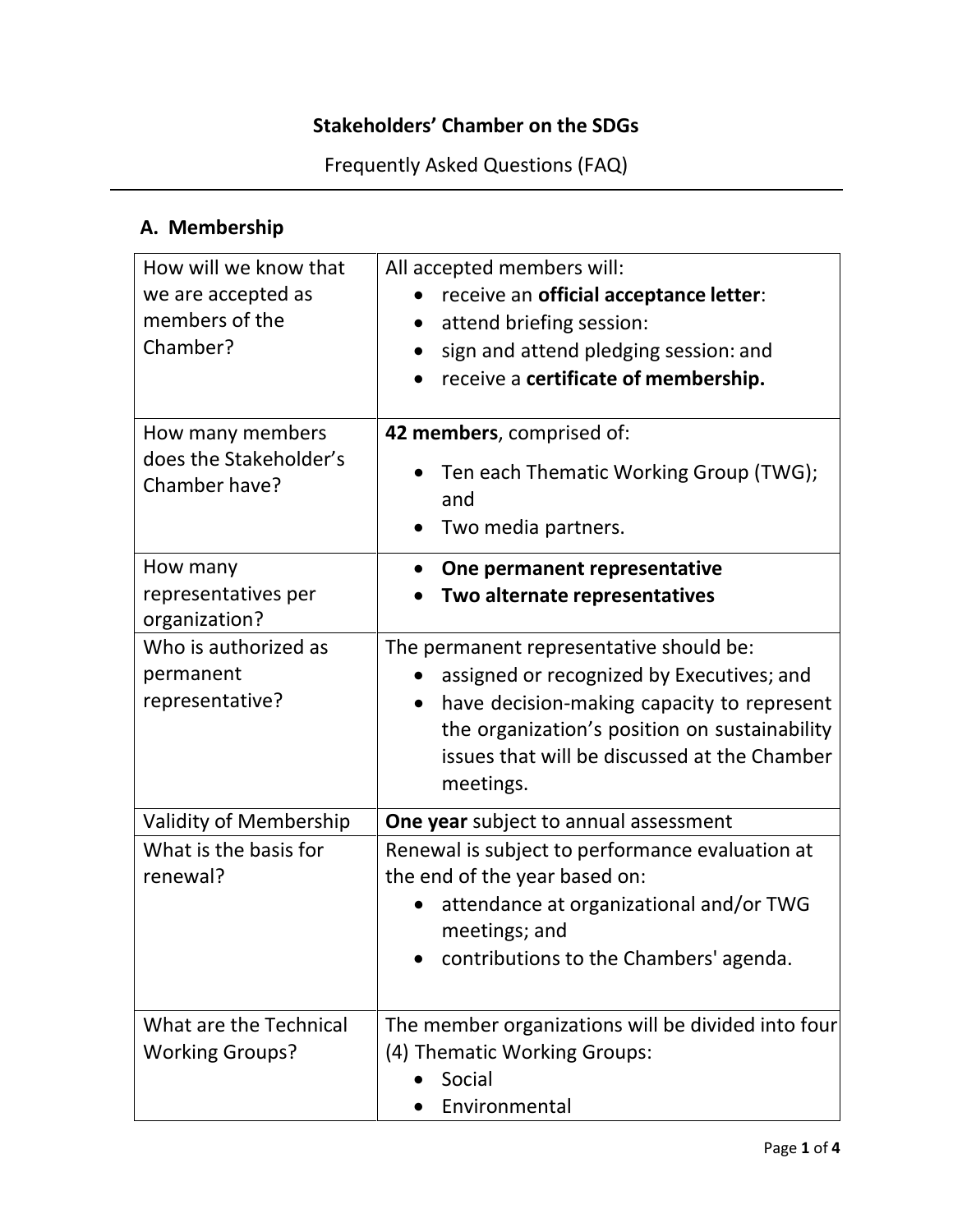# Stakeholders' Chamber on the SDGs

Frequently Asked Questions (FAQ)

## A. Membership

| | |
|---|---|
| How will we know that we are accepted as members of the Chamber? | All accepted members will:<br>• receive an **official acceptance letter**:<br>• attend briefing session:<br>• sign and attend pledging session: and<br>• receive a **certificate of membership.** |
| How many members does the Stakeholder's Chamber have? | **42 members**, comprised of:<br>• Ten each Thematic Working Group (TWG); and<br>• Two media partners. |
| How many representatives per organization? | • **One permanent representative**<br>• **Two alternate representatives** |
| Who is authorized as permanent representative? | The permanent representative should be:<br>• assigned or recognized by Executives; and<br>• have decision-making capacity to represent the organization's position on sustainability issues that will be discussed at the Chamber meetings. |
| Validity of Membership | **One year** subject to annual assessment |
| What is the basis for renewal? | Renewal is subject to performance evaluation at the end of the year based on:<br>• attendance at organizational and/or TWG meetings; and<br>• contributions to the Chambers' agenda. |
| What are the Technical Working Groups? | The member organizations will be divided into four (4) Thematic Working Groups:<br>• Social<br>• Environmental |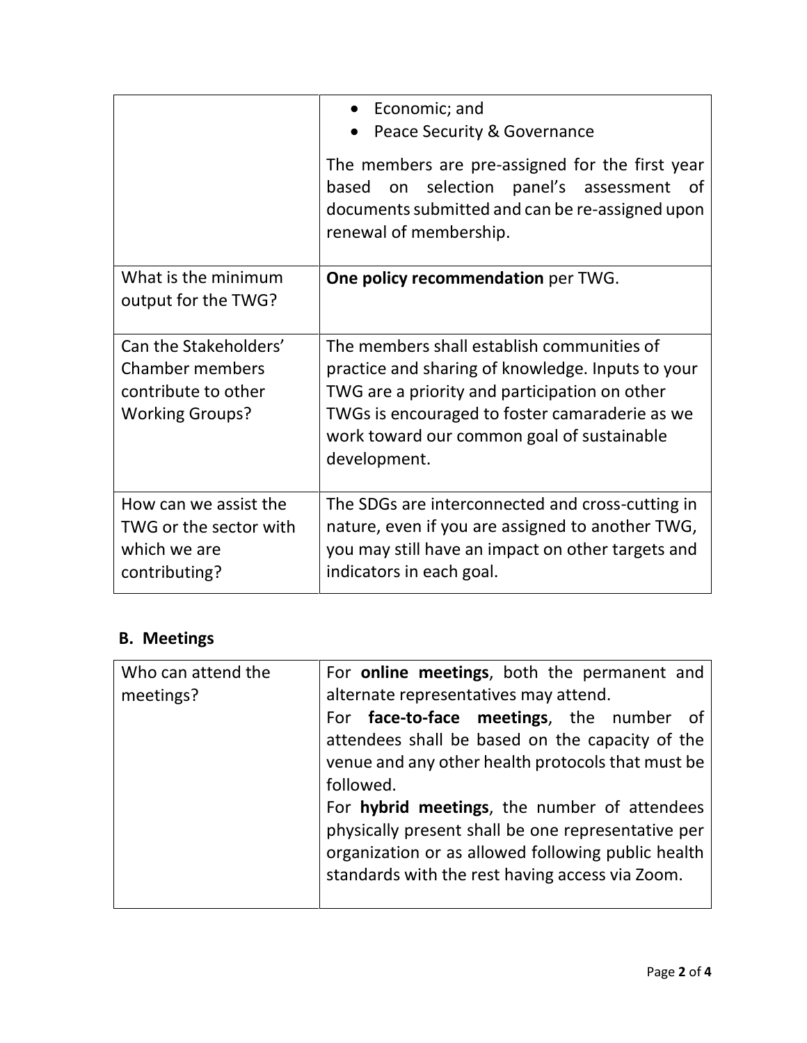| | |
|---|---|
| | • Economic; and<br>• Peace Security & Governance<br><br>The members are pre-assigned for the first year based on selection panel's assessment of documents submitted and can be re-assigned upon renewal of membership. |
| What is the minimum output for the TWG? | **One policy recommendation** per TWG. |
| Can the Stakeholders' Chamber members contribute to other Working Groups? | The members shall establish communities of practice and sharing of knowledge. Inputs to your TWG are a priority and participation on other TWGs is encouraged to foster camaraderie as we work toward our common goal of sustainable development. |
| How can we assist the TWG or the sector with which we are contributing? | The SDGs are interconnected and cross-cutting in nature, even if you are assigned to another TWG, you may still have an impact on other targets and indicators in each goal. |

## B. Meetings

| | |
|---|---|
| Who can attend the meetings? | For **online meetings**, both the permanent and alternate representatives may attend.<br>For **face-to-face meetings**, the number of attendees shall be based on the capacity of the venue and any other health protocols that must be followed.<br>For **hybrid meetings**, the number of attendees physically present shall be one representative per organization or as allowed following public health standards with the rest having access via Zoom. |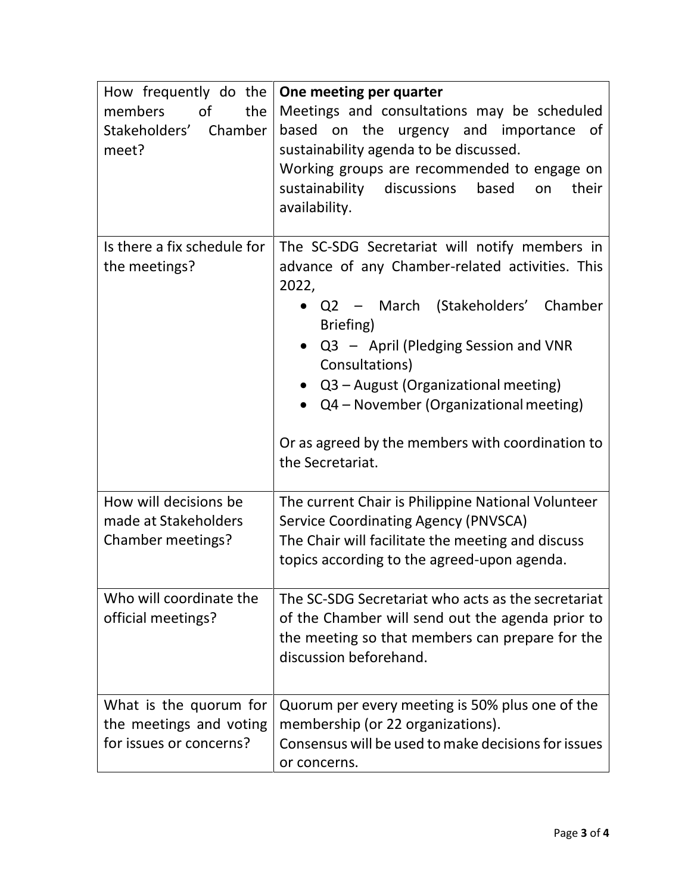| | |
|---|---|
| How frequently do the members of the Stakeholders' Chamber meet? | **One meeting per quarter**<br>Meetings and consultations may be scheduled based on the urgency and importance of sustainability agenda to be discussed.<br>Working groups are recommended to engage on sustainability discussions based on their availability. |
| Is there a fix schedule for the meetings? | The SC-SDG Secretariat will notify members in advance of any Chamber-related activities. This 2022,<br>• Q2 – March (Stakeholders' Chamber Briefing)<br>• Q3 – April (Pledging Session and VNR Consultations)<br>• Q3 – August (Organizational meeting)<br>• Q4 – November (Organizational meeting)<br><br>Or as agreed by the members with coordination to the Secretariat. |
| How will decisions be made at Stakeholders Chamber meetings? | The current Chair is Philippine National Volunteer Service Coordinating Agency (PNVSCA)<br>The Chair will facilitate the meeting and discuss topics according to the agreed-upon agenda. |
| Who will coordinate the official meetings? | The SC-SDG Secretariat who acts as the secretariat of the Chamber will send out the agenda prior to the meeting so that members can prepare for the discussion beforehand. |
| What is the quorum for the meetings and voting for issues or concerns? | Quorum per every meeting is 50% plus one of the membership (or 22 organizations).<br>Consensus will be used to make decisions for issues or concerns. |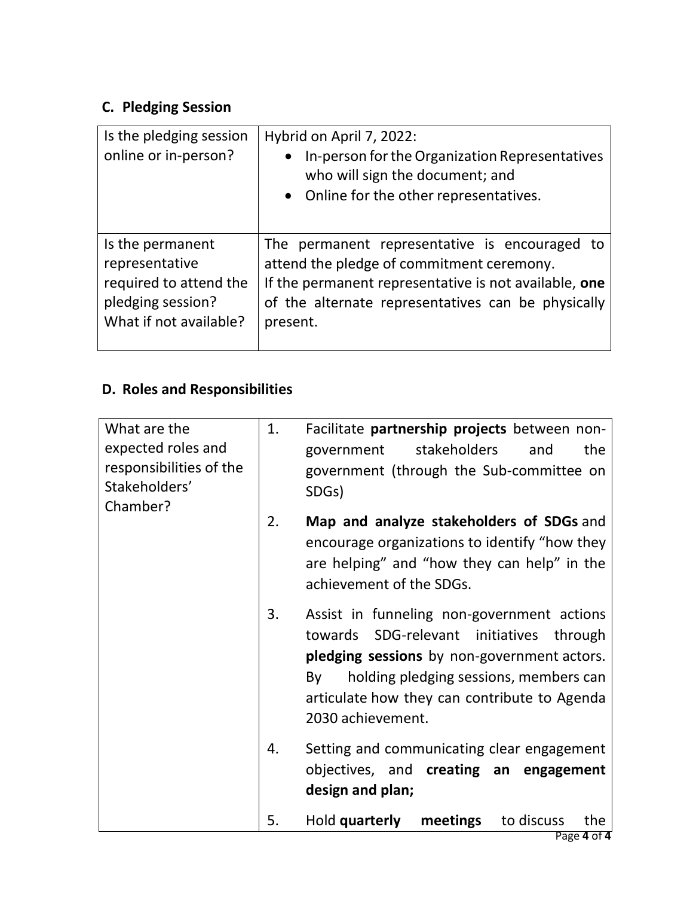## C. Pledging Session

| | |
|---|---|
| Is the pledging session online or in-person? | Hybrid on April 7, 2022:<br>• In-person for the Organization Representatives who will sign the document; and<br>• Online for the other representatives. |
| Is the permanent representative required to attend the pledging session? What if not available? | The permanent representative is encouraged to attend the pledge of commitment ceremony.<br>If the permanent representative is not available, **one** of the alternate representatives can be physically present. |

## D. Roles and Responsibilities

| | |
|---|---|
| What are the expected roles and responsibilities of the Stakeholders' Chamber? | 1. Facilitate **partnership projects** between non-government stakeholders and the government (through the Sub-committee on SDGs)<br>2. **Map and analyze stakeholders of SDGs** and encourage organizations to identify "how they are helping" and "how they can help" in the achievement of the SDGs.<br>3. Assist in funneling non-government actions towards SDG-relevant initiatives through **pledging sessions** by non-government actors. By holding pledging sessions, members can articulate how they can contribute to Agenda 2030 achievement.<br>4. Setting and communicating clear engagement objectives, and **creating an engagement design and plan;**<br>5. Hold **quarterly meetings** to discuss the |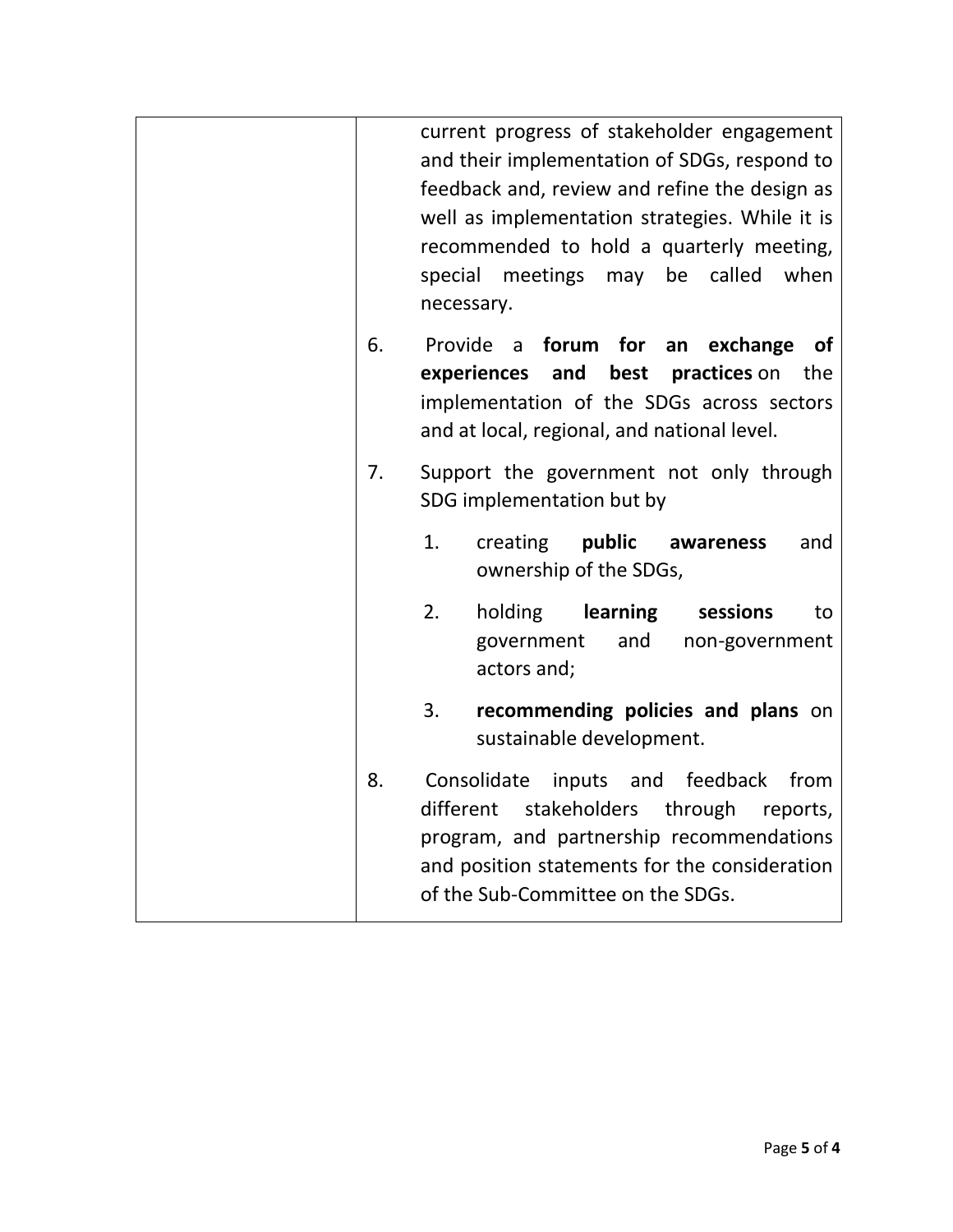| | current progress of stakeholder engagement and their implementation of SDGs, respond to feedback and, review and refine the design as well as implementation strategies. While it is recommended to hold a quarterly meeting, special meetings may be called when necessary.<br><br>6. Provide a **forum for an exchange of experiences and best practices** on the implementation of the SDGs across sectors and at local, regional, and national level.<br><br>7. Support the government not only through SDG implementation but by<br>&nbsp;&nbsp;&nbsp;&nbsp;1. creating **public awareness** and ownership of the SDGs,<br>&nbsp;&nbsp;&nbsp;&nbsp;2. holding **learning sessions** to government and non-government actors and;<br>&nbsp;&nbsp;&nbsp;&nbsp;3. **recommending policies and plans** on sustainable development.<br><br>8. Consolidate inputs and feedback from different stakeholders through reports, program, and partnership recommendations and position statements for the consideration of the Sub-Committee on the SDGs. |
|---|---|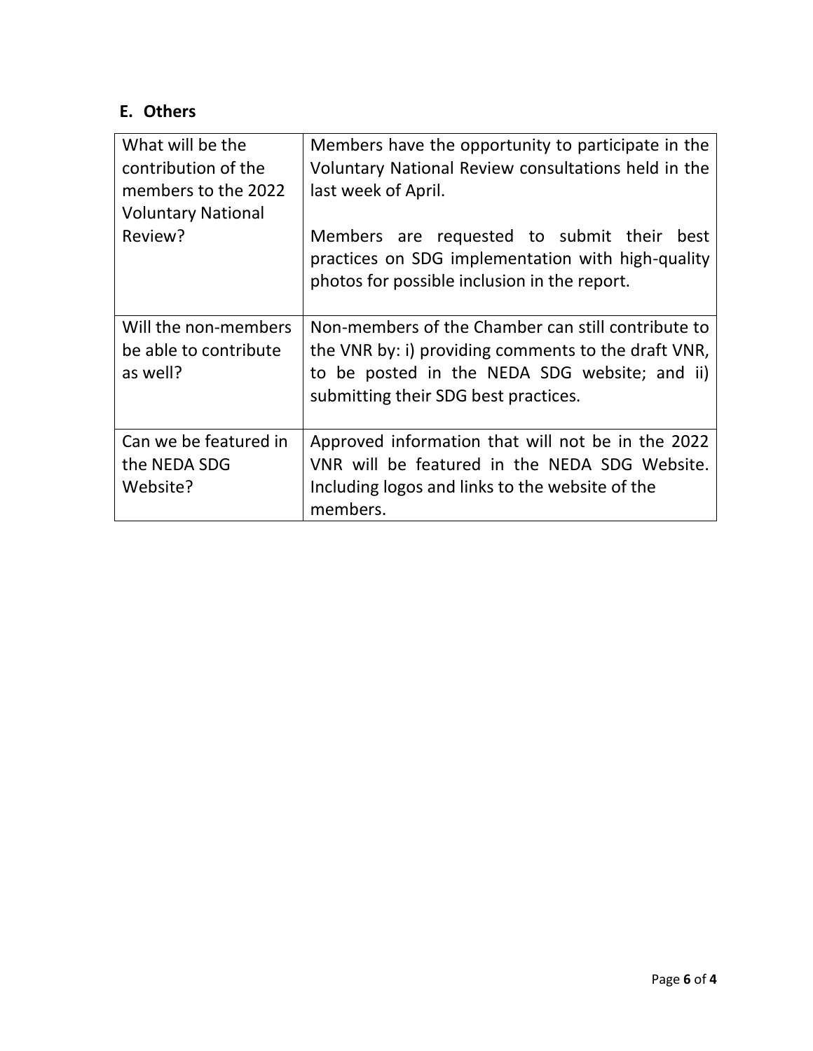## E. Others

| | |
|---|---|
| What will be the contribution of the members to the 2022 Voluntary National Review? | Members have the opportunity to participate in the Voluntary National Review consultations held in the last week of April.<br><br>Members are requested to submit their best practices on SDG implementation with high-quality photos for possible inclusion in the report. |
| Will the non-members be able to contribute as well? | Non-members of the Chamber can still contribute to the VNR by: i) providing comments to the draft VNR, to be posted in the NEDA SDG website; and ii) submitting their SDG best practices. |
| Can we be featured in the NEDA SDG Website? | Approved information that will not be in the 2022 VNR will be featured in the NEDA SDG Website. Including logos and links to the website of the members. |